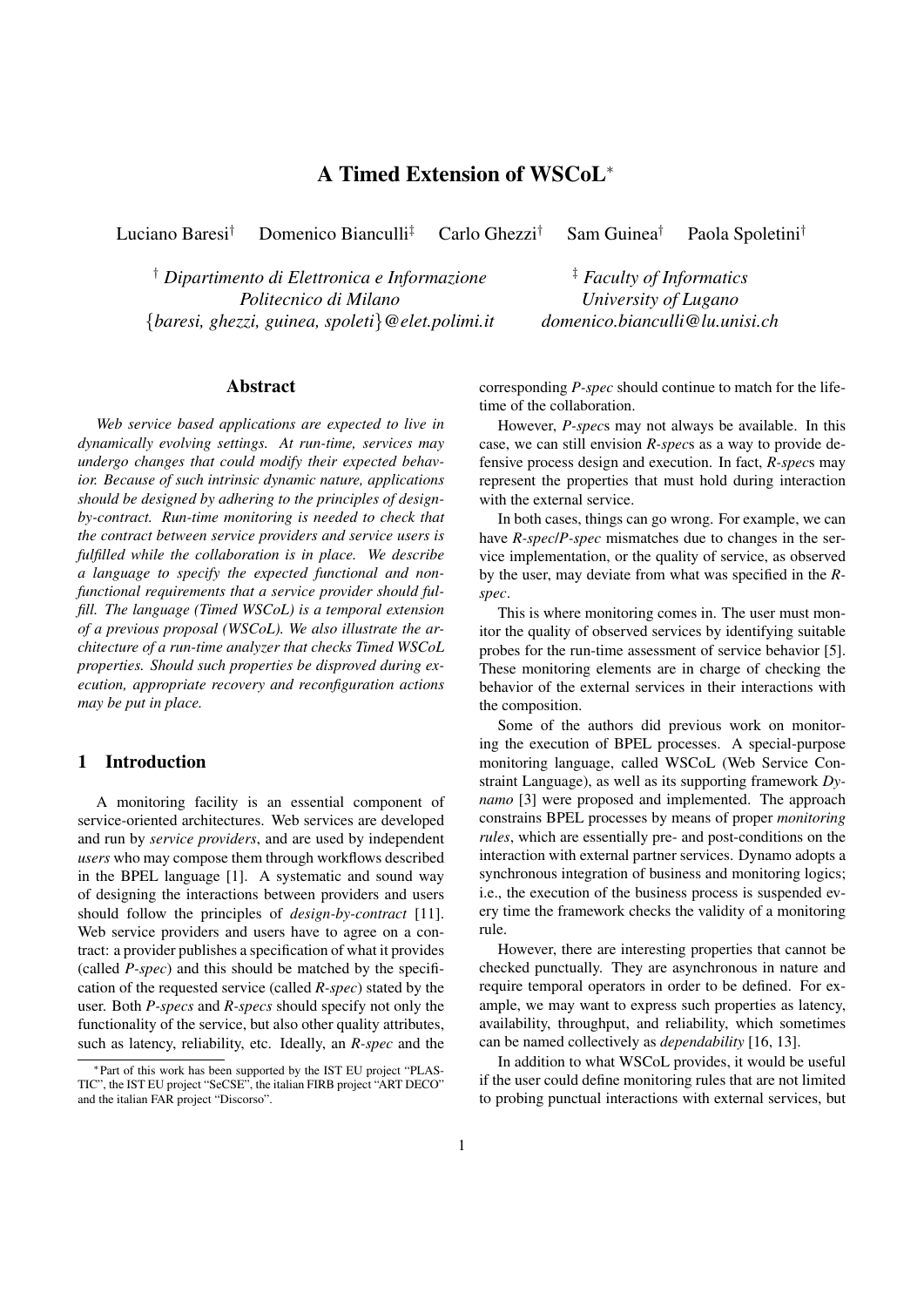# A Timed Extension of WSCoL*

Luciano Baresi† Domenico Bianculli‡ Carlo Ghezzi† Sam Guinea† Paola Spoletini†

† *Dipartimento di Elettronica e Informazione*
*Politecnico di Milano*
*{baresi, ghezzi, guinea, spoleti}@elet.polimi.it*

‡ *Faculty of Informatics*
*University of Lugano*
*domenico.bianculli@lu.unisi.ch*

## Abstract

*Web service based applications are expected to live in dynamically evolving settings. At run-time, services may undergo changes that could modify their expected behavior. Because of such intrinsic dynamic nature, applications should be designed by adhering to the principles of design-by-contract. Run-time monitoring is needed to check that the contract between service providers and service users is fulfilled while the collaboration is in place. We describe a language to specify the expected functional and non-functional requirements that a service provider should fulfill. The language (Timed WSCoL) is a temporal extension of a previous proposal (WSCoL). We also illustrate the architecture of a run-time analyzer that checks Timed WSCoL properties. Should such properties be disproved during execution, appropriate recovery and reconfiguration actions may be put in place.*

## 1 Introduction

A monitoring facility is an essential component of service-oriented architectures. Web services are developed and run by *service providers*, and are used by independent *users* who may compose them through workflows described in the BPEL language [1]. A systematic and sound way of designing the interactions between providers and users should follow the principles of *design-by-contract* [11]. Web service providers and users have to agree on a contract: a provider publishes a specification of what it provides (called *P-spec*) and this should be matched by the specification of the requested service (called *R-spec*) stated by the user. Both *P-specs* and *R-specs* should specify not only the functionality of the service, but also other quality attributes, such as latency, reliability, etc. Ideally, an *R-spec* and the corresponding *P-spec* should continue to match for the lifetime of the collaboration.

However, *P-spec*s may not always be available. In this case, we can still envision *R-spec*s as a way to provide defensive process design and execution. In fact, *R-spec*s may represent the properties that must hold during interaction with the external service.

In both cases, things can go wrong. For example, we can have *R-spec*/*P-spec* mismatches due to changes in the service implementation, or the quality of service, as observed by the user, may deviate from what was specified in the *R-spec*.

This is where monitoring comes in. The user must monitor the quality of observed services by identifying suitable probes for the run-time assessment of service behavior [5]. These monitoring elements are in charge of checking the behavior of the external services in their interactions with the composition.

Some of the authors did previous work on monitoring the execution of BPEL processes. A special-purpose monitoring language, called WSCoL (Web Service Constraint Language), as well as its supporting framework *Dynamo* [3] were proposed and implemented. The approach constrains BPEL processes by means of proper *monitoring rules*, which are essentially pre- and post-conditions on the interaction with external partner services. Dynamo adopts a synchronous integration of business and monitoring logics; i.e., the execution of the business process is suspended every time the framework checks the validity of a monitoring rule.

However, there are interesting properties that cannot be checked punctually. They are asynchronous in nature and require temporal operators in order to be defined. For example, we may want to express such properties as latency, availability, throughput, and reliability, which sometimes can be named collectively as *dependability* [16, 13].

In addition to what WSCoL provides, it would be useful if the user could define monitoring rules that are not limited to probing punctual interactions with external services, but

*Part of this work has been supported by the IST EU project "PLASTIC", the IST EU project "SeCSE", the italian FIRB project "ART DECO" and the italian FAR project "Discorso".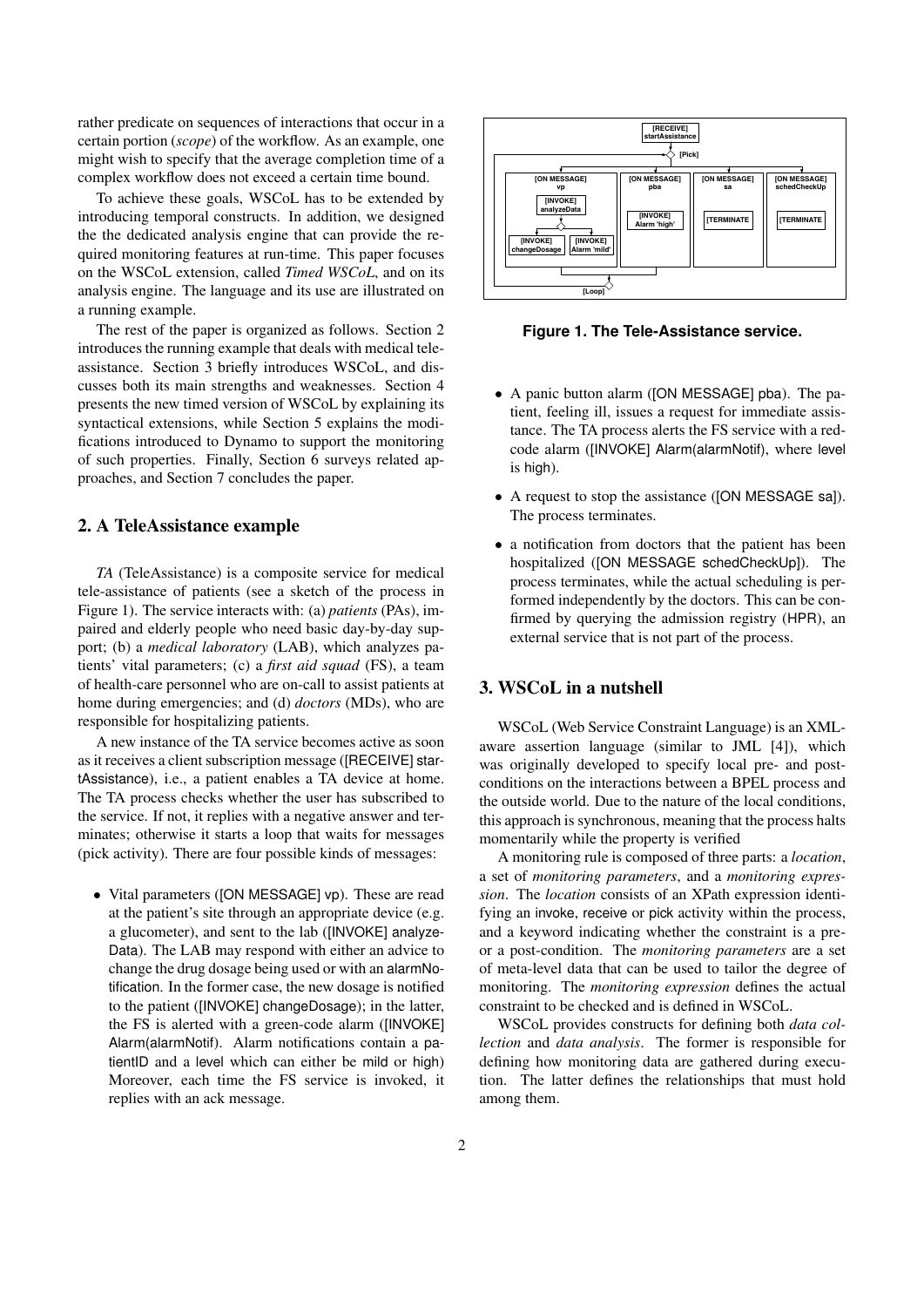rather predicate on sequences of interactions that occur in a certain portion (*scope*) of the workflow. As an example, one might wish to specify that the average completion time of a complex workflow does not exceed a certain time bound.

To achieve these goals, WSCoL has to be extended by introducing temporal constructs. In addition, we designed the the dedicated analysis engine that can provide the required monitoring features at run-time. This paper focuses on the WSCoL extension, called *Timed WSCoL*, and on its analysis engine. The language and its use are illustrated on a running example.

The rest of the paper is organized as follows. Section 2 introduces the running example that deals with medical teleassistance. Section 3 briefly introduces WSCoL, and discusses both its main strengths and weaknesses. Section 4 presents the new timed version of WSCoL by explaining its syntactical extensions, while Section 5 explains the modifications introduced to Dynamo to support the monitoring of such properties. Finally, Section 6 surveys related approaches, and Section 7 concludes the paper.

## 2. A TeleAssistance example

*TA* (TeleAssistance) is a composite service for medical tele-assistance of patients (see a sketch of the process in Figure 1). The service interacts with: (a) *patients* (PAs), impaired and elderly people who need basic day-by-day support; (b) a *medical laboratory* (LAB), which analyzes patients' vital parameters; (c) a *first aid squad* (FS), a team of health-care personnel who are on-call to assist patients at home during emergencies; and (d) *doctors* (MDs), who are responsible for hospitalizing patients.

A new instance of the TA service becomes active as soon as it receives a client subscription message ([RECEIVE] startAssistance), i.e., a patient enables a TA device at home. The TA process checks whether the user has subscribed to the service. If not, it replies with a negative answer and terminates; otherwise it starts a loop that waits for messages (pick activity). There are four possible kinds of messages:

- Vital parameters ([ON MESSAGE] vp). These are read at the patient's site through an appropriate device (e.g. a glucometer), and sent to the lab ([INVOKE] analyzeData). The LAB may respond with either an advice to change the drug dosage being used or with an alarmNotification. In the former case, the new dosage is notified to the patient ([INVOKE] changeDosage); in the latter, the FS is alerted with a green-code alarm ([INVOKE] Alarm(alarmNotif). Alarm notifications contain a patientID and a level which can either be mild or high) Moreover, each time the FS service is invoked, it replies with an ack message.

**Figure 1. The Tele-Assistance service.**

- A panic button alarm ([ON MESSAGE] pba). The patient, feeling ill, issues a request for immediate assistance. The TA process alerts the FS service with a red-code alarm ([INVOKE] Alarm(alarmNotif), where level is high).
- A request to stop the assistance ([ON MESSAGE sa]). The process terminates.
- a notification from doctors that the patient has been hospitalized ([ON MESSAGE schedCheckUp]). The process terminates, while the actual scheduling is performed independently by the doctors. This can be confirmed by querying the admission registry (HPR), an external service that is not part of the process.

## 3. WSCoL in a nutshell

WSCoL (Web Service Constraint Language) is an XML-aware assertion language (similar to JML [4]), which was originally developed to specify local pre- and post-conditions on the interactions between a BPEL process and the outside world. Due to the nature of the local conditions, this approach is synchronous, meaning that the process halts momentarily while the property is verified

A monitoring rule is composed of three parts: a *location*, a set of *monitoring parameters*, and a *monitoring expression*. The *location* consists of an XPath expression identifying an invoke, receive or pick activity within the process, and a keyword indicating whether the constraint is a pre- or a post-condition. The *monitoring parameters* are a set of meta-level data that can be used to tailor the degree of monitoring. The *monitoring expression* defines the actual constraint to be checked and is defined in WSCoL.

WSCoL provides constructs for defining both *data collection* and *data analysis*. The former is responsible for defining how monitoring data are gathered during execution. The latter defines the relationships that must hold among them.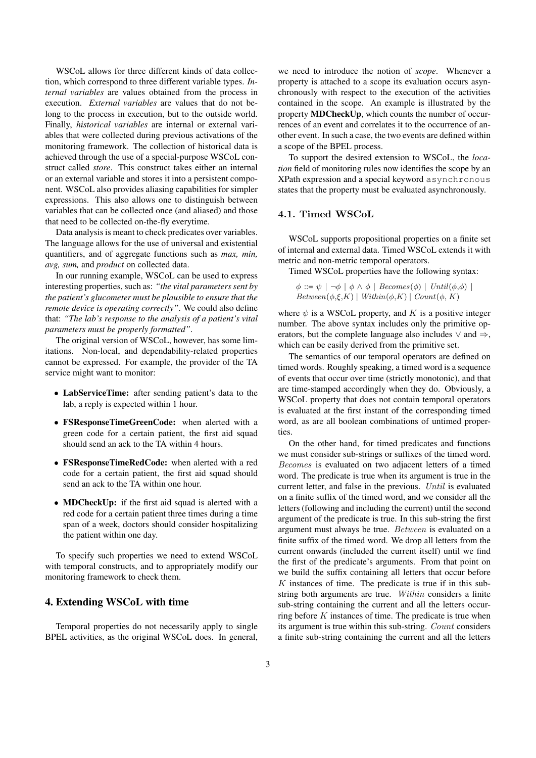WSCoL allows for three different kinds of data collection, which correspond to three different variable types. *Internal variables* are values obtained from the process in execution. *External variables* are values that do not belong to the process in execution, but to the outside world. Finally, *historical variables* are internal or external variables that were collected during previous activations of the monitoring framework. The collection of historical data is achieved through the use of a special-purpose WSCoL construct called *store*. This construct takes either an internal or an external variable and stores it into a persistent component. WSCoL also provides aliasing capabilities for simpler expressions. This also allows one to distinguish between variables that can be collected once (and aliased) and those that need to be collected on-the-fly everytime.

Data analysis is meant to check predicates over variables. The language allows for the use of universal and existential quantifiers, and of aggregate functions such as *max, min, avg, sum,* and *product* on collected data.

In our running example, WSCoL can be used to express interesting properties, such as: *"the vital parameters sent by the patient's glucometer must be plausible to ensure that the remote device is operating correctly"*. We could also define that: *"The lab's response to the analysis of a patient's vital parameters must be properly formatted"*.

The original version of WSCoL, however, has some limitations. Non-local, and dependability-related properties cannot be expressed. For example, the provider of the TA service might want to monitor:

- **LabServiceTime:** after sending patient's data to the lab, a reply is expected within 1 hour.
- **FSResponseTimeGreenCode:** when alerted with a green code for a certain patient, the first aid squad should send an ack to the TA within 4 hours.
- **FSResponseTimeRedCode:** when alerted with a red code for a certain patient, the first aid squad should send an ack to the TA within one hour.
- **MDCheckUp:** if the first aid squad is alerted with a red code for a certain patient three times during a time span of a week, doctors should consider hospitalizing the patient within one day.

To specify such properties we need to extend WSCoL with temporal constructs, and to appropriately modify our monitoring framework to check them.

## 4. Extending WSCoL with time

Temporal properties do not necessarily apply to single BPEL activities, as the original WSCoL does. In general, we need to introduce the notion of *scope*. Whenever a property is attached to a scope its evaluation occurs asynchronously with respect to the execution of the activities contained in the scope. An example is illustrated by the property **MDCheckUp**, which counts the number of occurrences of an event and correlates it to the occurrence of another event. In such a case, the two events are defined within a scope of the BPEL process.

To support the desired extension to WSCoL, the *location* field of monitoring rules now identifies the scope by an XPath expression and a special keyword `asynchronous` states that the property must be evaluated asynchronously.

### 4.1. Timed WSCoL

WSCoL supports propositional properties on a finite set of internal and external data. Timed WSCoL extends it with metric and non-metric temporal operators.

Timed WSCoL properties have the following syntax:

$$\phi ::= \psi \mid \neg\phi \mid \phi \wedge \phi \mid Becomes(\phi) \mid Until(\phi,\phi) \mid Between(\phi,\xi,K) \mid Within(\phi,K) \mid Count(\phi, K)$$

where $\psi$ is a WSCoL property, and $K$ is a positive integer number. The above syntax includes only the primitive operators, but the complete language also includes $\vee$ and $\Rightarrow$, which can be easily derived from the primitive set.

The semantics of our temporal operators are defined on timed words. Roughly speaking, a timed word is a sequence of events that occur over time (strictly monotonic), and that are time-stamped accordingly when they do. Obviously, a WSCoL property that does not contain temporal operators is evaluated at the first instant of the corresponding timed word, as are all boolean combinations of untimed properties.

On the other hand, for timed predicates and functions we must consider sub-strings or suffixes of the timed word. $Becomes$ is evaluated on two adjacent letters of a timed word. The predicate is true when its argument is true in the current letter, and false in the previous. $Until$ is evaluated on a finite suffix of the timed word, and we consider all the letters (following and including the current) until the second argument of the predicate is true. In this sub-string the first argument must always be true. $Between$ is evaluated on a finite suffix of the timed word. We drop all letters from the current onwards (included the current itself) until we find the first of the predicate's arguments. From that point on we build the suffix containing all letters that occur before $K$ instances of time. The predicate is true if in this substring both arguments are true. $Within$ considers a finite sub-string containing the current and all the letters occurring before $K$ instances of time. The predicate is true when its argument is true within this sub-string. $Count$ considers a finite sub-string containing the current and all the letters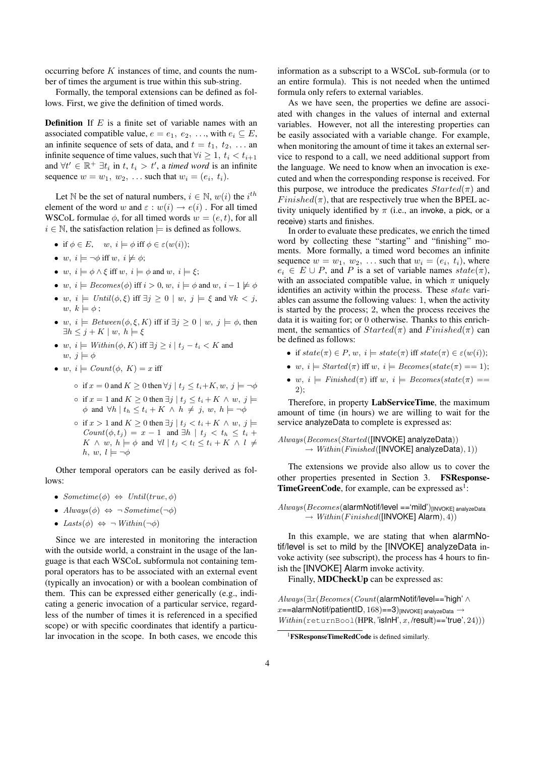occurring before $K$ instances of time, and counts the number of times the argument is true within this sub-string.

Formally, the temporal extensions can be defined as follows. First, we give the definition of timed words.

**Definition** If $E$ is a finite set of variable names with an associated compatible value, $e = e_1,\ e_2,\ \ldots$, with $e_i \subseteq E$, an infinite sequence of sets of data, and $t = t_1,\ t_2,\ \ldots$ an infinite sequence of time values, such that $\forall i \geq 1,\ t_i < t_{i+1}$ and $\forall t' \in \mathbb{R}^+\ \exists t_i$ in $t$, $t_i > t'$, a *timed word* is an infinite sequence $w = w_1,\ w_2,\ \ldots$ such that $w_i = (e_i,\ t_i)$.

Let $\mathbb{N}$ be the set of natural numbers, $i \in \mathbb{N}$, $w(i)$ the $i^{th}$ element of the word $w$ and $\varepsilon : w(i) \rightarrow e(i)$ . For all timed WSCoL formulae $\phi$, for all timed words $w = (e, t)$, for all $i \in \mathbb{N}$, the satisfaction relation $\models$ is defined as follows.

- if $\phi \in E$, $\quad w,\ i \models \phi$ iff $\phi \in \varepsilon(w(i))$;
- $w,\ i \models \neg\phi$ iff $w,\ i \not\models \phi$;
- $w,\ i \models \phi \wedge \xi$ iff $w,\ i \models \phi$ and $w,\ i \models \xi$;
- $w,\ i \models \mathit{Becomes}(\phi)$ iff $i > 0$, $w,\ i \models \phi$ and $w,\ i-1 \not\models \phi$
- $w,\ i \models \mathit{Until}(\phi, \xi)$ iff $\exists j \geq 0 \mid w,\ j \models \xi$ and $\forall k < j$, $w,\ k \models \phi$ ;
- $w,\ i \models \mathit{Between}(\phi, \xi, K)$ iff iff $\exists j \geq 0 \mid w,\ j \models \phi$, then $\exists h \leq j + K \mid w,\ h \models \xi$
- $w,\ i \models \mathit{Within}(\phi, K)$ iff $\exists j \geq i \mid t_j - t_i < K$ and $w,\ j \models \phi$
- $w,\ i \models \mathit{Count}(\phi,\ K) = x$ iff
  - if $x = 0$ and $K \geq 0$ then $\forall j \mid t_j \leq t_i + K, w,\ j \models \neg\phi$
  - if $x = 1$ and $K \geq 0$ then $\exists j \mid t_j \leq t_i + K \wedge w,\ j \models \phi$ and $\forall h \mid t_h \leq t_i + K \ \wedge\ h \neq j,\ w,\ h \models \neg\phi$
  - if $x > 1$ and $K \geq 0$ then $\exists j \mid t_j < t_i + K \wedge w,\ j \models \mathit{Count}(\phi, t_j) = x - 1$ and $\exists h \mid t_j < t_h \leq t_i + K \wedge w,\ h \models \phi$ and $\forall l \mid t_j < t_l \leq t_i + K \wedge l \neq h,\ w,\ l \models \neg\phi$

Other temporal operators can be easily derived as follows:

- $\mathit{Sometime}(\phi) \Leftrightarrow \mathit{Until}(\mathit{true}, \phi)$
- $\mathit{Always}(\phi) \Leftrightarrow \neg\,\mathit{Sometime}(\neg\phi)$
- $\mathit{Lasts}(\phi) \Leftrightarrow \neg\,\mathit{Within}(\neg\phi)$

Since we are interested in monitoring the interaction with the outside world, a constraint in the usage of the language is that each WSCoL subformula not containing temporal operators has to be associated with an external event (typically an invocation) or with a boolean combination of them. This can be expressed either generically (e.g., indicating a generic invocation of a particular service, regardless of the number of times it is referenced in a specified scope) or with specific coordinates that identify a particular invocation in the scope. In both cases, we encode this information as a subscript to a WSCoL sub-formula (or to an entire formula). This is not needed when the untimed formula only refers to external variables.

As we have seen, the properties we define are associated with changes in the values of internal and external variables. However, not all the interesting properties can be easily associated with a variable change. For example, when monitoring the amount of time it takes an external service to respond to a call, we need additional support from the language. We need to know when an invocation is executed and when the corresponding response is received. For this purpose, we introduce the predicates $Started(\pi)$ and $Finished(\pi)$, that are respectively true when the BPEL activity uniquely identified by $\pi$ (i.e., an invoke, a pick, or a receive) starts and finishes.

In order to evaluate these predicates, we enrich the timed word by collecting these "starting" and "finishing" moments. More formally, a timed word becomes an infinite sequence $w = w_1,\ w_2,\ \ldots$ such that $w_i = (e_i,\ t_i)$, where $e_i \in E \cup P$, and $P$ is a set of variable names $state(\pi)$, with an associated compatible value, in which $\pi$ uniquely identifies an activity within the process. These $state$ variables can assume the following values: 1, when the activity is started by the process; 2, when the process receives the data it is waiting for; or 0 otherwise. Thanks to this enrichment, the semantics of $Started(\pi)$ and $Finished(\pi)$ can be defined as follows:

- if $state(\pi) \in P$, $w,\ i \models state(\pi)$ iff $state(\pi) \in \varepsilon(w(i))$;
- $w,\ i \models \mathit{Started}(\pi)$ iff $w,\ i \models \mathit{Becomes}(state(\pi) == 1)$;
- $w,\ i \models \mathit{Finished}(\pi)$ iff $w,\ i \models \mathit{Becomes}(state(\pi) == 2)$;

Therefore, in property **LabServiceTime**, the maximum amount of time (in hours) we are willing to wait for the service analyzeData to complete is expressed as:

$$\mathit{Always}(\mathit{Becomes}(\mathit{Started}(\text{[INVOKE] analyzeData})) \rightarrow \mathit{Within}(\mathit{Finished}(\text{[INVOKE] analyzeData}), 1))$$

The extensions we provide also allow us to cover the other properties presented in Section 3. **FSResponseTimeGreenCode**, for example, can be expressed as[1]:

$$\mathit{Always}(\mathit{Becomes}(\text{alarmNotif/level ==`mild'})_{\text{[INVOKE] analyzeData}} \rightarrow \mathit{Within}(\mathit{Finished}(\text{[INVOKE] Alarm}), 4))$$

In this example, we are stating that when alarmNotif/level is set to mild by the [INVOKE] analyzeData invoke activity (see subscript), the process has 4 hours to finish the [INVOKE] Alarm invoke activity.

Finally, **MDCheckUp** can be expressed as:

$$\mathit{Always}(\exists x(\mathit{Becomes}(\mathit{Count}(\text{alarmNotif/level==`high'} \wedge x\text{==alarmNotif/patientID}, 168)\text{==}3)_{\text{[INVOKE] analyzeData}} \rightarrow \mathit{Within}(\texttt{returnBool}(\text{HPR, `isInH'}, x, \text{/result)==`true'}, 24)))$$

[1] **FSResponseTimeRedCode** is defined similarly.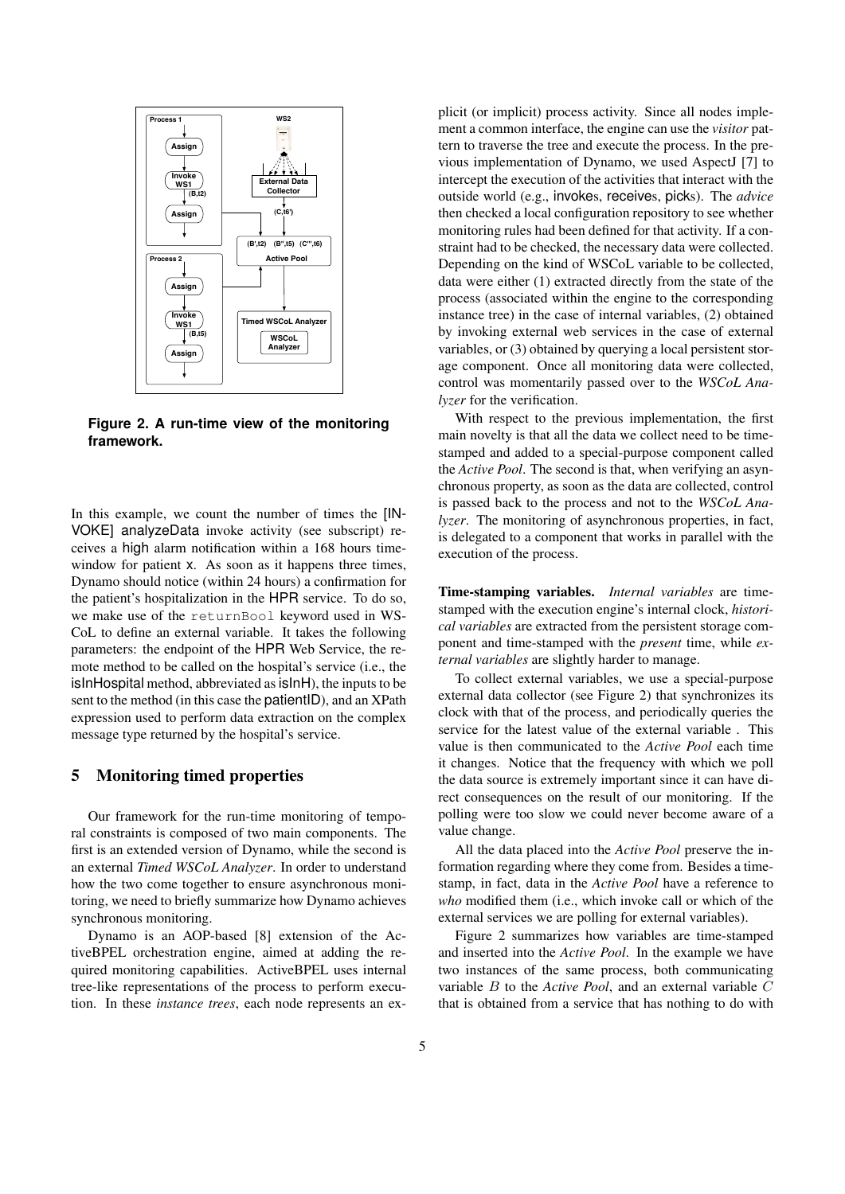**Figure 2. A run-time view of the monitoring framework.**

In this example, we count the number of times the [INVOKE] analyzeData invoke activity (see subscript) receives a high alarm notification within a 168 hours time-window for patient x. As soon as it happens three times, Dynamo should notice (within 24 hours) a confirmation for the patient's hospitalization in the HPR service. To do so, we make use of the `returnBool` keyword used in WS-CoL to define an external variable. It takes the following parameters: the endpoint of the HPR Web Service, the remote method to be called on the hospital's service (i.e., the isInHospital method, abbreviated as isInH), the inputs to be sent to the method (in this case the patientID), and an XPath expression used to perform data extraction on the complex message type returned by the hospital's service.

## 5 Monitoring timed properties

Our framework for the run-time monitoring of temporal constraints is composed of two main components. The first is an extended version of Dynamo, while the second is an external *Timed WSCoL Analyzer*. In order to understand how the two come together to ensure asynchronous monitoring, we need to briefly summarize how Dynamo achieves synchronous monitoring.

Dynamo is an AOP-based [8] extension of the ActiveBPEL orchestration engine, aimed at adding the required monitoring capabilities. ActiveBPEL uses internal tree-like representations of the process to perform execution. In these *instance trees*, each node represents an explicit (or implicit) process activity. Since all nodes implement a common interface, the engine can use the *visitor* pattern to traverse the tree and execute the process. In the previous implementation of Dynamo, we used AspectJ [7] to intercept the execution of the activities that interact with the outside world (e.g., invokes, receives, picks). The *advice* then checked a local configuration repository to see whether monitoring rules had been defined for that activity. If a constraint had to be checked, the necessary data were collected. Depending on the kind of WSCoL variable to be collected, data were either (1) extracted directly from the state of the process (associated within the engine to the corresponding instance tree) in the case of internal variables, (2) obtained by invoking external web services in the case of external variables, or (3) obtained by querying a local persistent storage component. Once all monitoring data were collected, control was momentarily passed over to the *WSCoL Analyzer* for the verification.

With respect to the previous implementation, the first main novelty is that all the data we collect need to be time-stamped and added to a special-purpose component called the *Active Pool*. The second is that, when verifying an asynchronous property, as soon as the data are collected, control is passed back to the process and not to the *WSCoL Analyzer*. The monitoring of asynchronous properties, in fact, is delegated to a component that works in parallel with the execution of the process.

**Time-stamping variables.** *Internal variables* are time-stamped with the execution engine's internal clock, *historical variables* are extracted from the persistent storage component and time-stamped with the *present* time, while *external variables* are slightly harder to manage.

To collect external variables, we use a special-purpose external data collector (see Figure 2) that synchronizes its clock with that of the process, and periodically queries the service for the latest value of the external variable . This value is then communicated to the *Active Pool* each time it changes. Notice that the frequency with which we poll the data source is extremely important since it can have direct consequences on the result of our monitoring. If the polling were too slow we could never become aware of a value change.

All the data placed into the *Active Pool* preserve the information regarding where they come from. Besides a time-stamp, in fact, data in the *Active Pool* have a reference to *who* modified them (i.e., which invoke call or which of the external services we are polling for external variables).

Figure 2 summarizes how variables are time-stamped and inserted into the *Active Pool*. In the example we have two instances of the same process, both communicating variable $B$ to the *Active Pool*, and an external variable $C$ that is obtained from a service that has nothing to do with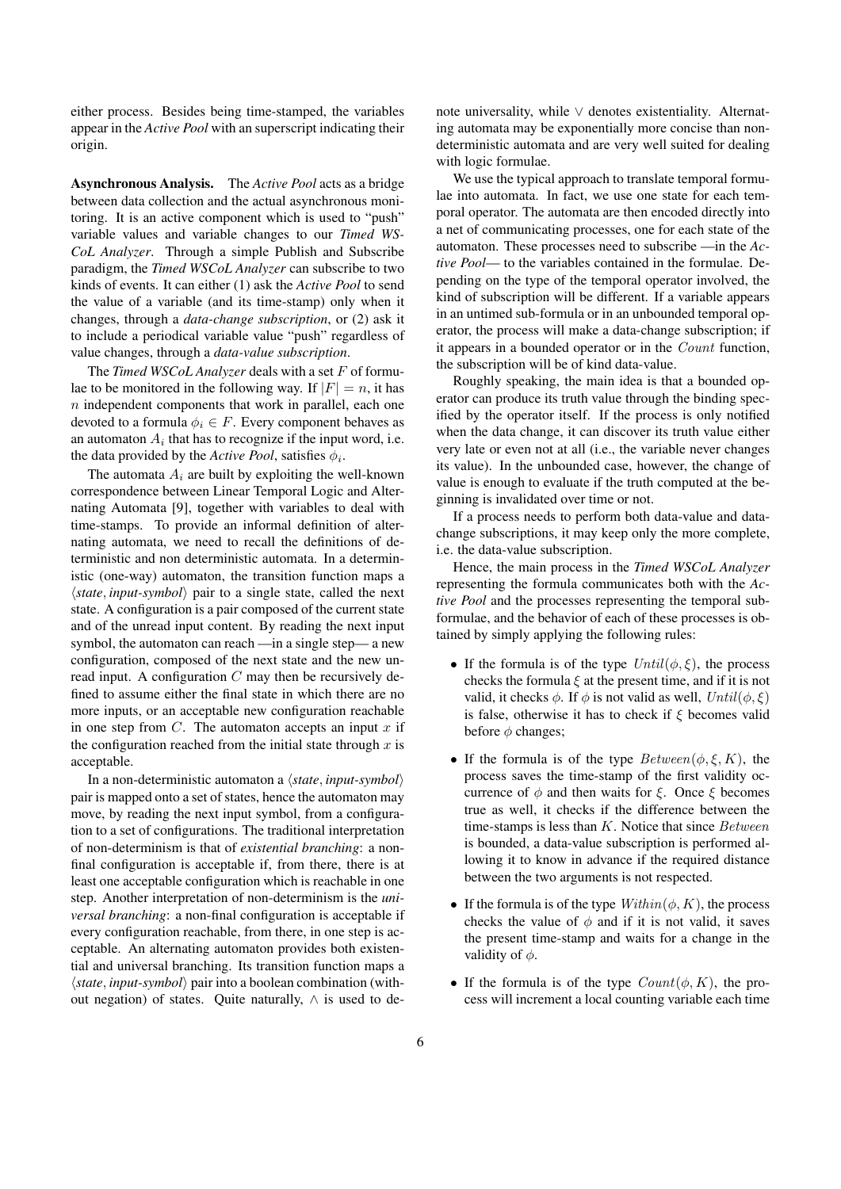either process. Besides being time-stamped, the variables appear in the *Active Pool* with an superscript indicating their origin.

**Asynchronous Analysis.** The *Active Pool* acts as a bridge between data collection and the actual asynchronous monitoring. It is an active component which is used to "push" variable values and variable changes to our *Timed WS-CoL Analyzer*. Through a simple Publish and Subscribe paradigm, the *Timed WSCoL Analyzer* can subscribe to two kinds of events. It can either (1) ask the *Active Pool* to send the value of a variable (and its time-stamp) only when it changes, through a *data-change subscription*, or (2) ask it to include a periodical variable value "push" regardless of value changes, through a *data-value subscription*.

The *Timed WSCoL Analyzer* deals with a set $F$ of formulae to be monitored in the following way. If $|F| = n$, it has $n$ independent components that work in parallel, each one devoted to a formula $\phi_i \in F$. Every component behaves as an automaton $A_i$ that has to recognize if the input word, i.e. the data provided by the *Active Pool*, satisfies $\phi_i$.

The automata $A_i$ are built by exploiting the well-known correspondence between Linear Temporal Logic and Alternating Automata [9], together with variables to deal with time-stamps. To provide an informal definition of alternating automata, we need to recall the definitions of deterministic and non deterministic automata. In a deterministic (one-way) automaton, the transition function maps a $\langle$*state*, *input-symbol*$\rangle$ pair to a single state, called the next state. A configuration is a pair composed of the current state and of the unread input content. By reading the next input symbol, the automaton can reach —in a single step— a new configuration, composed of the next state and the new unread input. A configuration $C$ may then be recursively defined to assume either the final state in which there are no more inputs, or an acceptable new configuration reachable in one step from $C$. The automaton accepts an input $x$ if the configuration reached from the initial state through $x$ is acceptable.

In a non-deterministic automaton a $\langle$*state*, *input-symbol*$\rangle$ pair is mapped onto a set of states, hence the automaton may move, by reading the next input symbol, from a configuration to a set of configurations. The traditional interpretation of non-determinism is that of *existential branching*: a non-final configuration is acceptable if, from there, there is at least one acceptable configuration which is reachable in one step. Another interpretation of non-determinism is the *universal branching*: a non-final configuration is acceptable if every configuration reachable, from there, in one step is acceptable. An alternating automaton provides both existential and universal branching. Its transition function maps a $\langle$*state*, *input-symbol*$\rangle$ pair into a boolean combination (without negation) of states. Quite naturally, $\wedge$ is used to denote universality, while $\vee$ denotes existentiality. Alternating automata may be exponentially more concise than non-deterministic automata and are very well suited for dealing with logic formulae.

We use the typical approach to translate temporal formulae into automata. In fact, we use one state for each temporal operator. The automata are then encoded directly into a net of communicating processes, one for each state of the automaton. These processes need to subscribe —in the *Active Pool*— to the variables contained in the formulae. Depending on the type of the temporal operator involved, the kind of subscription will be different. If a variable appears in an untimed sub-formula or in an unbounded temporal operator, the process will make a data-change subscription; if it appears in a bounded operator or in the $Count$ function, the subscription will be of kind data-value.

Roughly speaking, the main idea is that a bounded operator can produce its truth value through the binding specified by the operator itself. If the process is only notified when the data change, it can discover its truth value either very late or even not at all (i.e., the variable never changes its value). In the unbounded case, however, the change of value is enough to evaluate if the truth computed at the beginning is invalidated over time or not.

If a process needs to perform both data-value and data-change subscriptions, it may keep only the more complete, i.e. the data-value subscription.

Hence, the main process in the *Timed WSCoL Analyzer* representing the formula communicates both with the *Active Pool* and the processes representing the temporal sub-formulae, and the behavior of each of these processes is obtained by simply applying the following rules:

- If the formula is of the type $Until(\phi, \xi)$, the process checks the formula $\xi$ at the present time, and if it is not valid, it checks $\phi$. If $\phi$ is not valid as well, $Until(\phi, \xi)$ is false, otherwise it has to check if $\xi$ becomes valid before $\phi$ changes;
- If the formula is of the type $Between(\phi, \xi, K)$, the process saves the time-stamp of the first validity occurrence of $\phi$ and then waits for $\xi$. Once $\xi$ becomes true as well, it checks if the difference between the time-stamps is less than $K$. Notice that since $Between$ is bounded, a data-value subscription is performed allowing it to know in advance if the required distance between the two arguments is not respected.
- If the formula is of the type $Within(\phi, K)$, the process checks the value of $\phi$ and if it is not valid, it saves the present time-stamp and waits for a change in the validity of $\phi$.
- If the formula is of the type $Count(\phi, K)$, the process will increment a local counting variable each time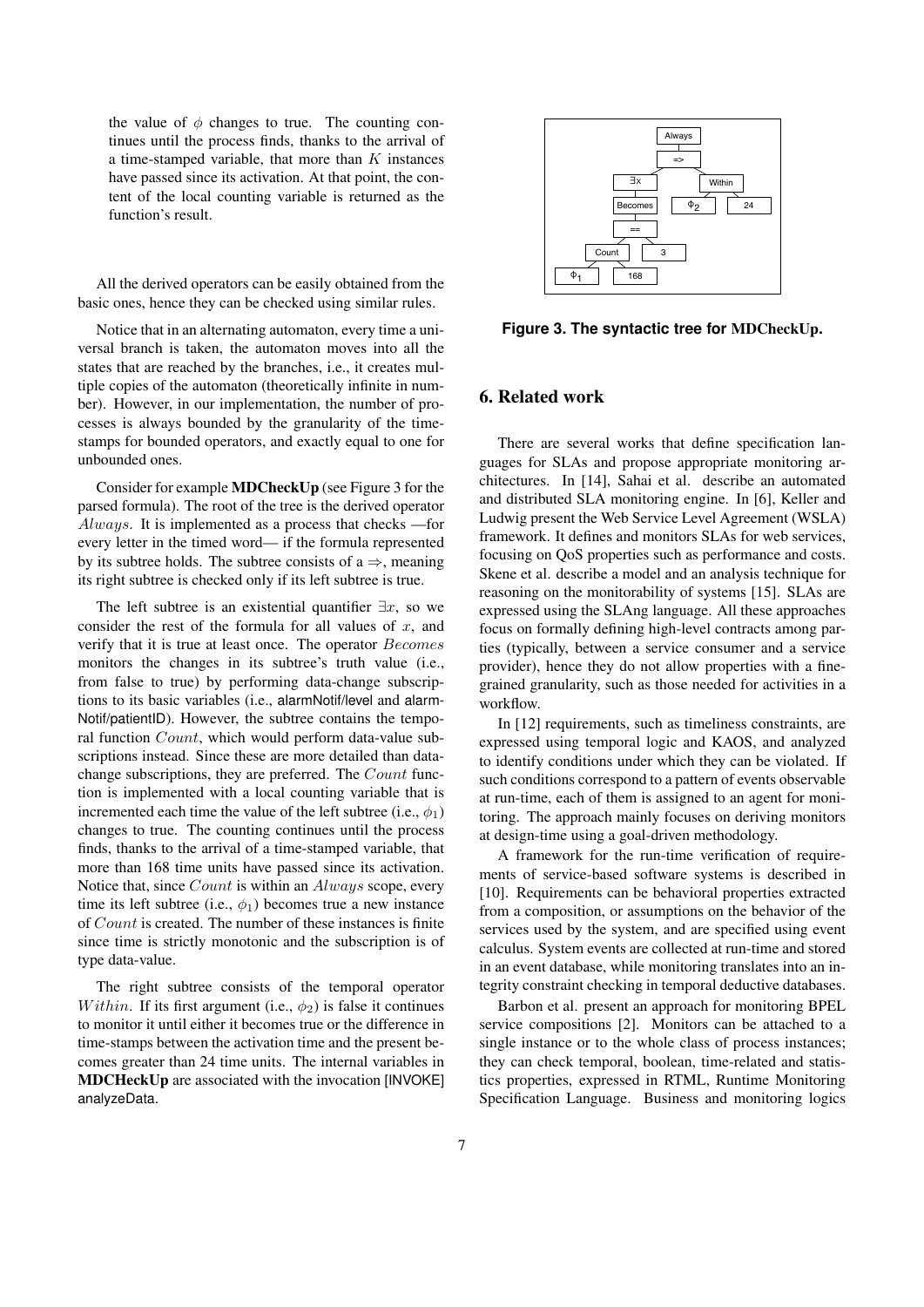the value of $\phi$ changes to true. The counting continues until the process finds, thanks to the arrival of a time-stamped variable, that more than $K$ instances have passed since its activation. At that point, the content of the local counting variable is returned as the function's result.

All the derived operators can be easily obtained from the basic ones, hence they can be checked using similar rules.

Notice that in an alternating automaton, every time a universal branch is taken, the automaton moves into all the states that are reached by the branches, i.e., it creates multiple copies of the automaton (theoretically infinite in number). However, in our implementation, the number of processes is always bounded by the granularity of the timestamps for bounded operators, and exactly equal to one for unbounded ones.

Consider for example **MDCheckUp** (see Figure 3 for the parsed formula). The root of the tree is the derived operator $Always$. It is implemented as a process that checks —for every letter in the timed word— if the formula represented by its subtree holds. The subtree consists of a $\Rightarrow$, meaning its right subtree is checked only if its left subtree is true.

The left subtree is an existential quantifier $\exists x$, so we consider the rest of the formula for all values of $x$, and verify that it is true at least once. The operator $Becomes$ monitors the changes in its subtree's truth value (i.e., from false to true) by performing data-change subscriptions to its basic variables (i.e., alarmNotif/level and alarmNotif/patientID). However, the subtree contains the temporal function $Count$, which would perform data-value subscriptions instead. Since these are more detailed than data-change subscriptions, they are preferred. The $Count$ function is implemented with a local counting variable that is incremented each time the value of the left subtree (i.e., $\phi_1$) changes to true. The counting continues until the process finds, thanks to the arrival of a time-stamped variable, that more than 168 time units have passed since its activation. Notice that, since $Count$ is within an $Always$ scope, every time its left subtree (i.e., $\phi_1$) becomes true a new instance of $Count$ is created. The number of these instances is finite since time is strictly monotonic and the subscription is of type data-value.

The right subtree consists of the temporal operator $Within$. If its first argument (i.e., $\phi_2$) is false it continues to monitor it until either it becomes true or the difference in time-stamps between the activation time and the present becomes greater than 24 time units. The internal variables in **MDCHeckUp** are associated with the invocation [INVOKE] analyzeData.

**Figure 3. The syntactic tree for MDCheckUp.**

## 6. Related work

There are several works that define specification languages for SLAs and propose appropriate monitoring architectures. In [14], Sahai et al. describe an automated and distributed SLA monitoring engine. In [6], Keller and Ludwig present the Web Service Level Agreement (WSLA) framework. It defines and monitors SLAs for web services, focusing on QoS properties such as performance and costs. Skene et al. describe a model and an analysis technique for reasoning on the monitorability of systems [15]. SLAs are expressed using the SLAng language. All these approaches focus on formally defining high-level contracts among parties (typically, between a service consumer and a service provider), hence they do not allow properties with a fine-grained granularity, such as those needed for activities in a workflow.

In [12] requirements, such as timeliness constraints, are expressed using temporal logic and KAOS, and analyzed to identify conditions under which they can be violated. If such conditions correspond to a pattern of events observable at run-time, each of them is assigned to an agent for monitoring. The approach mainly focuses on deriving monitors at design-time using a goal-driven methodology.

A framework for the run-time verification of requirements of service-based software systems is described in [10]. Requirements can be behavioral properties extracted from a composition, or assumptions on the behavior of the services used by the system, and are specified using event calculus. System events are collected at run-time and stored in an event database, while monitoring translates into an integrity constraint checking in temporal deductive databases.

Barbon et al. present an approach for monitoring BPEL service compositions [2]. Monitors can be attached to a single instance or to the whole class of process instances; they can check temporal, boolean, time-related and statistics properties, expressed in RTML, Runtime Monitoring Specification Language. Business and monitoring logics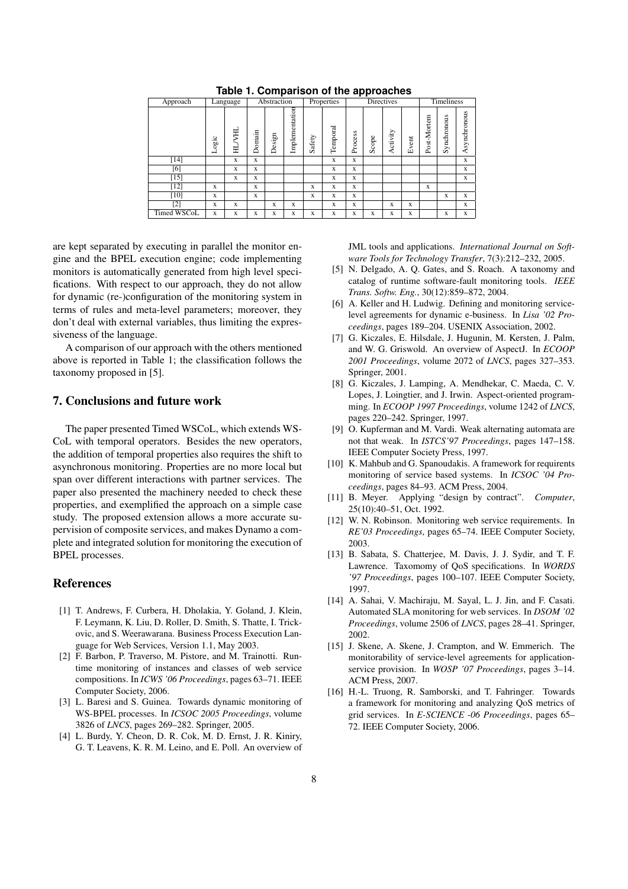**Table 1. Comparison of the approaches**

| Approach | Language | | Abstraction | | | Properties | | Directives | | | | Timeliness | | |
|---|---|---|---|---|---|---|---|---|---|---|---|---|---|---|
| | Logic | HL/VHL | Domain | Design | Implementation | Safety | Temporal | Process | Scope | Activity | Event | Post-Mortem | Synchronous | Asynchronous |
| [14] | | x | x | | | | x | x | | | | | | x |
| [6] | | x | x | | | | x | x | | | | | | x |
| [15] | | x | x | | | | x | x | | | | | | x |
| [12] | x | | x | | | x | x | x | | | | x | | |
| [10] | x | | x | | | x | x | x | | | | | x | x |
| [2] | x | x | | x | x | | x | x | | x | x | | | x |
| Timed WSCoL | x | x | x | x | x | x | x | x | x | x | x | | x | x |

are kept separated by executing in parallel the monitor engine and the BPEL execution engine; code implementing monitors is automatically generated from high level specifications. With respect to our approach, they do not allow for dynamic (re-)configuration of the monitoring system in terms of rules and meta-level parameters; moreover, they don't deal with external variables, thus limiting the expressiveness of the language.

A comparison of our approach with the others mentioned above is reported in Table 1; the classification follows the taxonomy proposed in [5].

## 7. Conclusions and future work

The paper presented Timed WSCoL, which extends WSCoL with temporal operators. Besides the new operators, the addition of temporal properties also requires the shift to asynchronous monitoring. Properties are no more local but span over different interactions with partner services. The paper also presented the machinery needed to check these properties, and exemplified the approach on a simple case study. The proposed extension allows a more accurate supervision of composite services, and makes Dynamo a complete and integrated solution for monitoring the execution of BPEL processes.

## References

[1] T. Andrews, F. Curbera, H. Dholakia, Y. Goland, J. Klein, F. Leymann, K. Liu, D. Roller, D. Smith, S. Thatte, I. Trickovic, and S. Weerawarana. Business Process Execution Language for Web Services, Version 1.1, May 2003.

[2] F. Barbon, P. Traverso, M. Pistore, and M. Trainotti. Run-time monitoring of instances and classes of web service compositions. In *ICWS '06 Proceedings*, pages 63–71. IEEE Computer Society, 2006.

[3] L. Baresi and S. Guinea. Towards dynamic monitoring of WS-BPEL processes. In *ICSOC 2005 Proceedings*, volume 3826 of *LNCS*, pages 269–282. Springer, 2005.

[4] L. Burdy, Y. Cheon, D. R. Cok, M. D. Ernst, J. R. Kiniry, G. T. Leavens, K. R. M. Leino, and E. Poll. An overview of JML tools and applications. *International Journal on Software Tools for Technology Transfer*, 7(3):212–232, 2005.

[5] N. Delgado, A. Q. Gates, and S. Roach. A taxonomy and catalog of runtime software-fault monitoring tools. *IEEE Trans. Softw. Eng.*, 30(12):859–872, 2004.

[6] A. Keller and H. Ludwig. Defining and monitoring service-level agreements for dynamic e-business. In *Lisa '02 Proceedings*, pages 189–204. USENIX Association, 2002.

[7] G. Kiczales, E. Hilsdale, J. Hugunin, M. Kersten, J. Palm, and W. G. Griswold. An overview of AspectJ. In *ECOOP 2001 Proceedings*, volume 2072 of *LNCS*, pages 327–353. Springer, 2001.

[8] G. Kiczales, J. Lamping, A. Mendhekar, C. Maeda, C. V. Lopes, J. Loingtier, and J. Irwin. Aspect-oriented programming. In *ECOOP 1997 Proceedings*, volume 1242 of *LNCS*, pages 220–242. Springer, 1997.

[9] O. Kupferman and M. Vardi. Weak alternating automata are not that weak. In *ISTCS'97 Proceedings*, pages 147–158. IEEE Computer Society Press, 1997.

[10] K. Mahbub and G. Spanoudakis. A framework for requirents monitoring of service based systems. In *ICSOC '04 Proceedings*, pages 84–93. ACM Press, 2004.

[11] B. Meyer. Applying "design by contract". *Computer*, 25(10):40–51, Oct. 1992.

[12] W. N. Robinson. Monitoring web service requirements. In *RE'03 Proceedings*, pages 65–74. IEEE Computer Society, 2003.

[13] B. Sabata, S. Chatterjee, M. Davis, J. J. Sydir, and T. F. Lawrence. Taxomomy of QoS specifications. In *WORDS '97 Proceedings*, pages 100–107. IEEE Computer Society, 1997.

[14] A. Sahai, V. Machiraju, M. Sayal, L. J. Jin, and F. Casati. Automated SLA monitoring for web services. In *DSOM '02 Proceedings*, volume 2506 of *LNCS*, pages 28–41. Springer, 2002.

[15] J. Skene, A. Skene, J. Crampton, and W. Emmerich. The monitorability of service-level agreements for application-service provision. In *WOSP '07 Proceedings*, pages 3–14. ACM Press, 2007.

[16] H.-L. Truong, R. Samborski, and T. Fahringer. Towards a framework for monitoring and analyzing QoS metrics of grid services. In *E-SCIENCE -06 Proceedings*, pages 65–72. IEEE Computer Society, 2006.